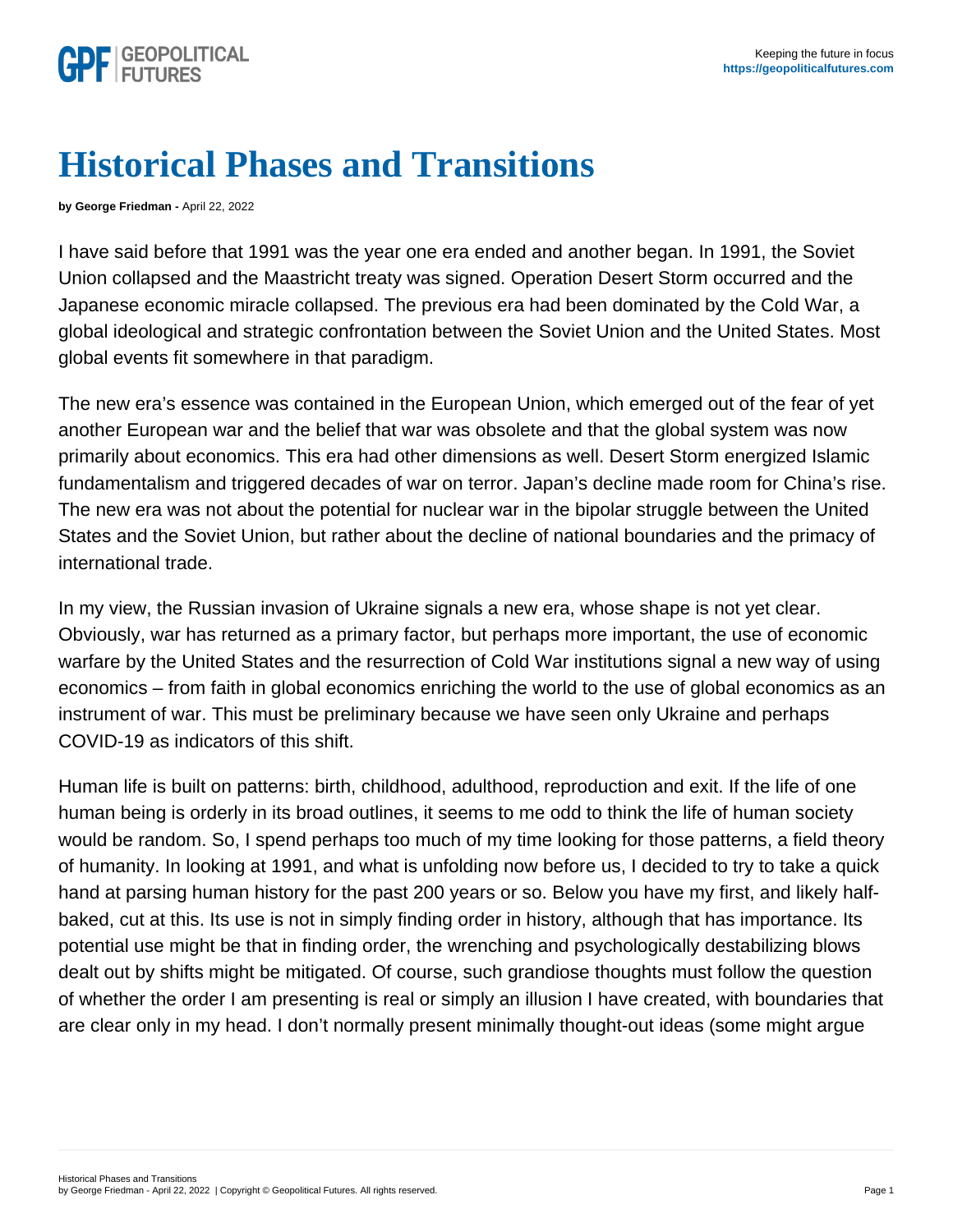# Historical Phases and Transitions

**by George Friedman -** April 22, 2022

I have said before that 1991 was the year one era ended and another began. In 1991, the Soviet Union collapsed and the Maastricht treaty was signed. Operation Desert Storm occurred and the Japanese economic miracle collapsed. The previous era had been dominated by the Cold War, a global ideological and strategic confrontation between the Soviet Union and the United States. Most global events fit somewhere in that paradigm.

The new era's essence was contained in the European Union, which emerged out of the fear of yet another European war and the belief that war was obsolete and that the global system was now primarily about economics. This era had other dimensions as well. Desert Storm energized Islamic fundamentalism and triggered decades of war on terror. Japan's decline made room for China's rise. The new era was not about the potential for nuclear war in the bipolar struggle between the United States and the Soviet Union, but rather about the decline of national boundaries and the primacy of international trade.

In my view, the Russian invasion of Ukraine signals a new era, whose shape is not yet clear. Obviously, war has returned as a primary factor, but perhaps more important, the use of economic warfare by the United States and the resurrection of Cold War institutions signal a new way of using economics – from faith in global economics enriching the world to the use of global economics as an instrument of war. This must be preliminary because we have seen only Ukraine and perhaps COVID-19 as indicators of this shift.

Human life is built on patterns: birth, childhood, adulthood, reproduction and exit. If the life of one human being is orderly in its broad outlines, it seems to me odd to think the life of human society would be random. So, I spend perhaps too much of my time looking for those patterns, a field theory of humanity. In looking at 1991, and what is unfolding now before us, I decided to try to take a quick hand at parsing human history for the past 200 years or so. Below you have my first, and likely half-baked, cut at this. Its use is not in simply finding order in history, although that has importance. Its potential use might be that in finding order, the wrenching and psychologically destabilizing blows dealt out by shifts might be mitigated. Of course, such grandiose thoughts must follow the question of whether the order I am presenting is real or simply an illusion I have created, with boundaries that are clear only in my head. I don't normally present minimally thought-out ideas (some might argue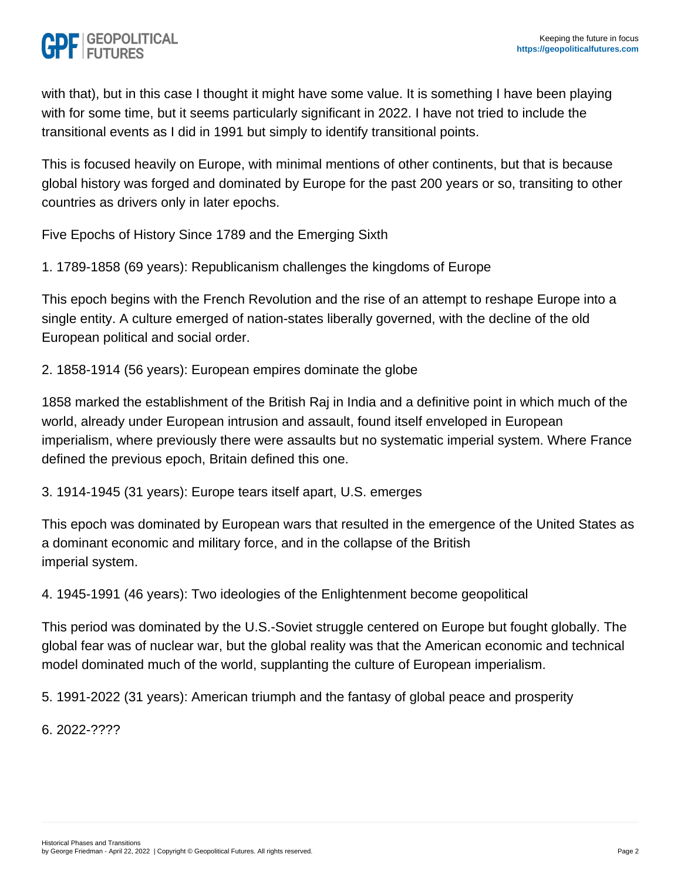with that), but in this case I thought it might have some value. It is something I have been playing with for some time, but it seems particularly significant in 2022. I have not tried to include the transitional events as I did in 1991 but simply to identify transitional points.

This is focused heavily on Europe, with minimal mentions of other continents, but that is because global history was forged and dominated by Europe for the past 200 years or so, transiting to other countries as drivers only in later epochs.

Five Epochs of History Since 1789 and the Emerging Sixth

1. 1789-1858 (69 years): Republicanism challenges the kingdoms of Europe

This epoch begins with the French Revolution and the rise of an attempt to reshape Europe into a single entity. A culture emerged of nation-states liberally governed, with the decline of the old European political and social order.

2. 1858-1914 (56 years): European empires dominate the globe

1858 marked the establishment of the British Raj in India and a definitive point in which much of the world, already under European intrusion and assault, found itself enveloped in European imperialism, where previously there were assaults but no systematic imperial system. Where France defined the previous epoch, Britain defined this one.

3. 1914-1945 (31 years): Europe tears itself apart, U.S. emerges

This epoch was dominated by European wars that resulted in the emergence of the United States as a dominant economic and military force, and in the collapse of the British imperial system.

4. 1945-1991 (46 years): Two ideologies of the Enlightenment become geopolitical

This period was dominated by the U.S.-Soviet struggle centered on Europe but fought globally. The global fear was of nuclear war, but the global reality was that the American economic and technical model dominated much of the world, supplanting the culture of European imperialism.

5. 1991-2022 (31 years): American triumph and the fantasy of global peace and prosperity

6. 2022-????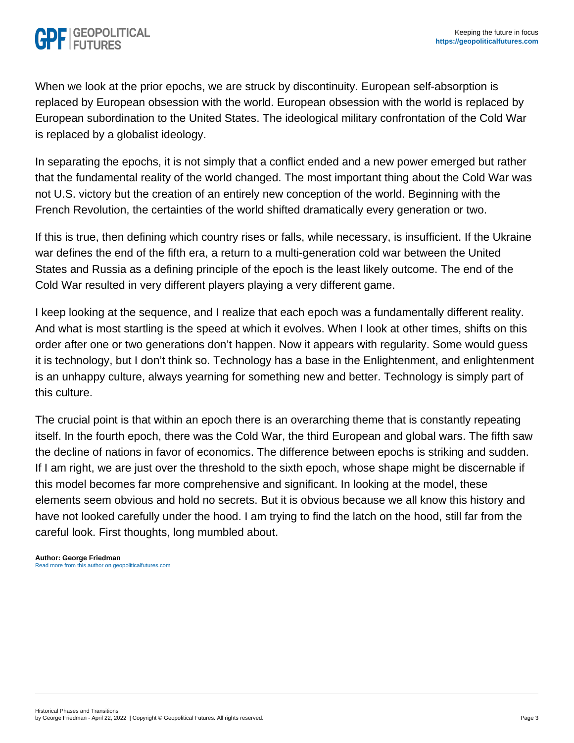When we look at the prior epochs, we are struck by discontinuity. European self-absorption is replaced by European obsession with the world. European obsession with the world is replaced by European subordination to the United States. The ideological military confrontation of the Cold War is replaced by a globalist ideology.

In separating the epochs, it is not simply that a conflict ended and a new power emerged but rather that the fundamental reality of the world changed. The most important thing about the Cold War was not U.S. victory but the creation of an entirely new conception of the world. Beginning with the French Revolution, the certainties of the world shifted dramatically every generation or two.

If this is true, then defining which country rises or falls, while necessary, is insufficient. If the Ukraine war defines the end of the fifth era, a return to a multi-generation cold war between the United States and Russia as a defining principle of the epoch is the least likely outcome. The end of the Cold War resulted in very different players playing a very different game.

I keep looking at the sequence, and I realize that each epoch was a fundamentally different reality. And what is most startling is the speed at which it evolves. When I look at other times, shifts on this order after one or two generations don't happen. Now it appears with regularity. Some would guess it is technology, but I don't think so. Technology has a base in the Enlightenment, and enlightenment is an unhappy culture, always yearning for something new and better. Technology is simply part of this culture.

The crucial point is that within an epoch there is an overarching theme that is constantly repeating itself. In the fourth epoch, there was the Cold War, the third European and global wars. The fifth saw the decline of nations in favor of economics. The difference between epochs is striking and sudden. If I am right, we are just over the threshold to the sixth epoch, whose shape might be discernable if this model becomes far more comprehensive and significant. In looking at the model, these elements seem obvious and hold no secrets. But it is obvious because we all know this history and have not looked carefully under the hood. I am trying to find the latch on the hood, still far from the careful look. First thoughts, long mumbled about.

**Author: George Friedman**
Read more from this author on geopoliticalfutures.com